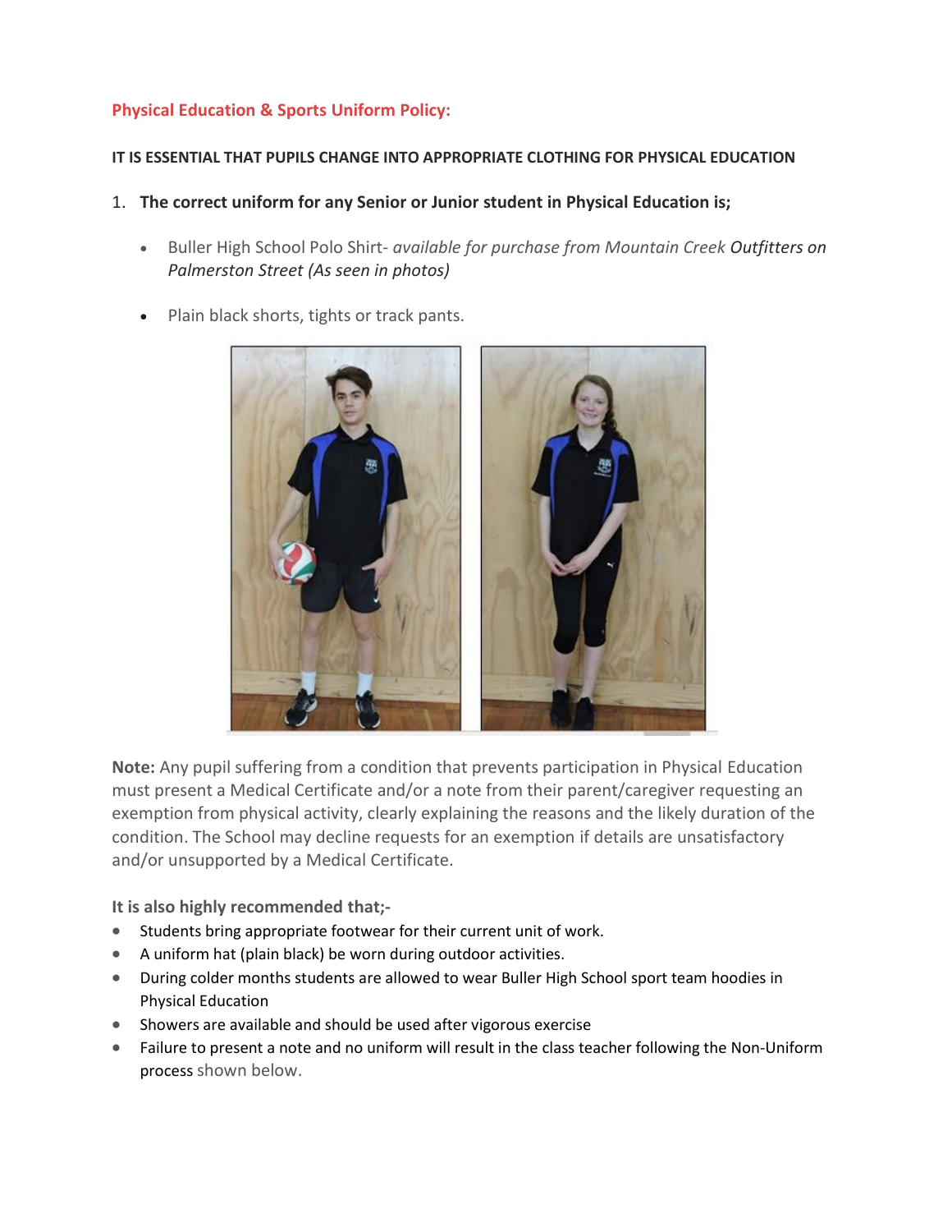## Physical Education & Sports Uniform Policy:

**IT IS ESSENTIAL THAT PUPILS CHANGE INTO APPROPRIATE CLOTHING FOR PHYSICAL EDUCATION**

1. **The correct uniform for any Senior or Junior student in Physical Education is;**

   - Buller High School Polo Shirt- *available for purchase from Mountain Creek Outfitters on Palmerston Street (As seen in photos)*
   - Plain black shorts, tights or track pants.

**Note:** Any pupil suffering from a condition that prevents participation in Physical Education must present a Medical Certificate and/or a note from their parent/caregiver requesting an exemption from physical activity, clearly explaining the reasons and the likely duration of the condition. The School may decline requests for an exemption if details are unsatisfactory and/or unsupported by a Medical Certificate.

**It is also highly recommended that;-**

- Students bring appropriate footwear for their current unit of work.
- A uniform hat (plain black) be worn during outdoor activities.
- During colder months students are allowed to wear Buller High School sport team hoodies in Physical Education
- Showers are available and should be used after vigorous exercise
- Failure to present a note and no uniform will result in the class teacher following the Non-Uniform process shown below.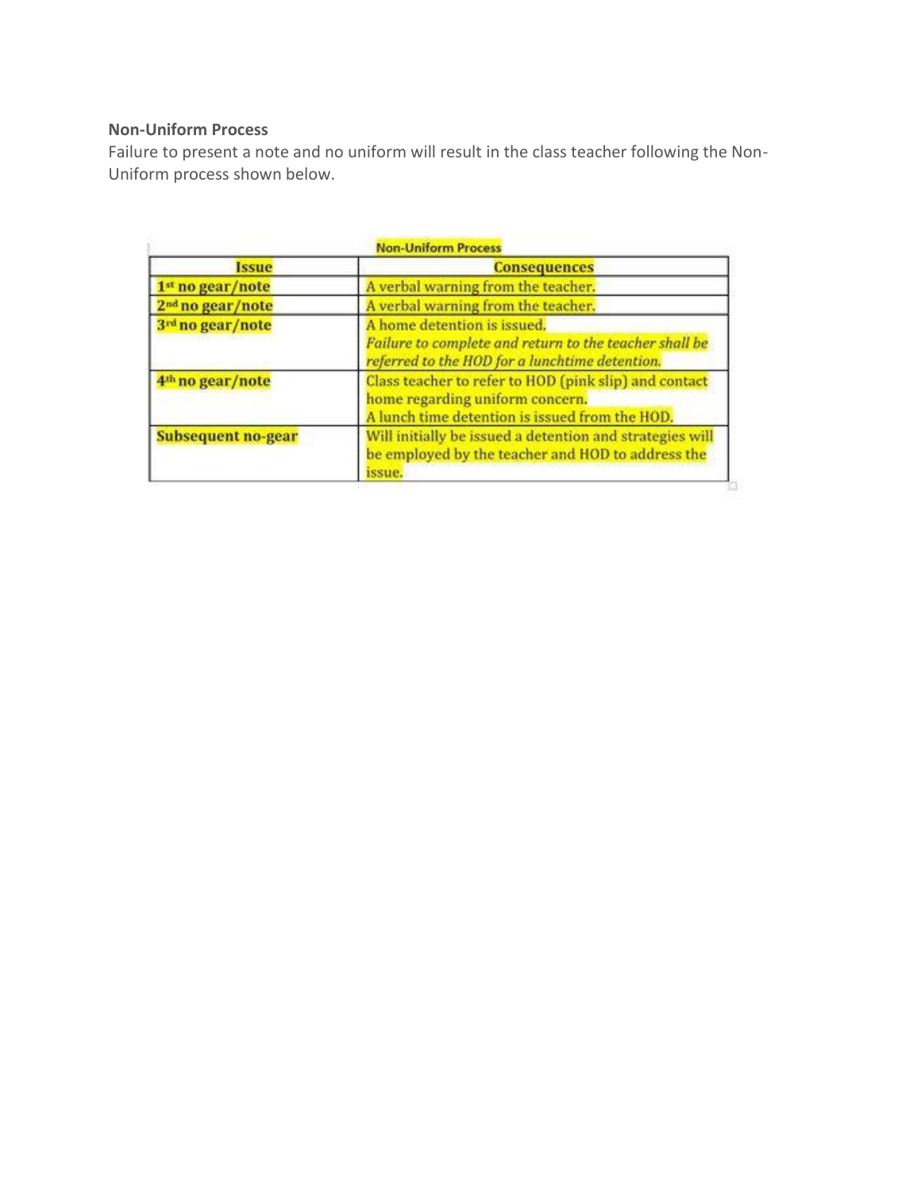**Non-Uniform Process**

Failure to present a note and no uniform will result in the class teacher following the Non-Uniform process shown below.

Non-Uniform Process

| Issue | Consequences |
|---|---|
| 1st no gear/note | A verbal warning from the teacher. |
| 2nd no gear/note | A verbal warning from the teacher. |
| 3rd no gear/note | A home detention is issued. *Failure to complete and return to the teacher shall be referred to the HOD for a lunchtime detention.* |
| 4th no gear/note | Class teacher to refer to HOD (pink slip) and contact home regarding uniform concern. A lunch time detention is issued from the HOD. |
| Subsequent no-gear | Will initially be issued a detention and strategies will be employed by the teacher and HOD to address the issue. |